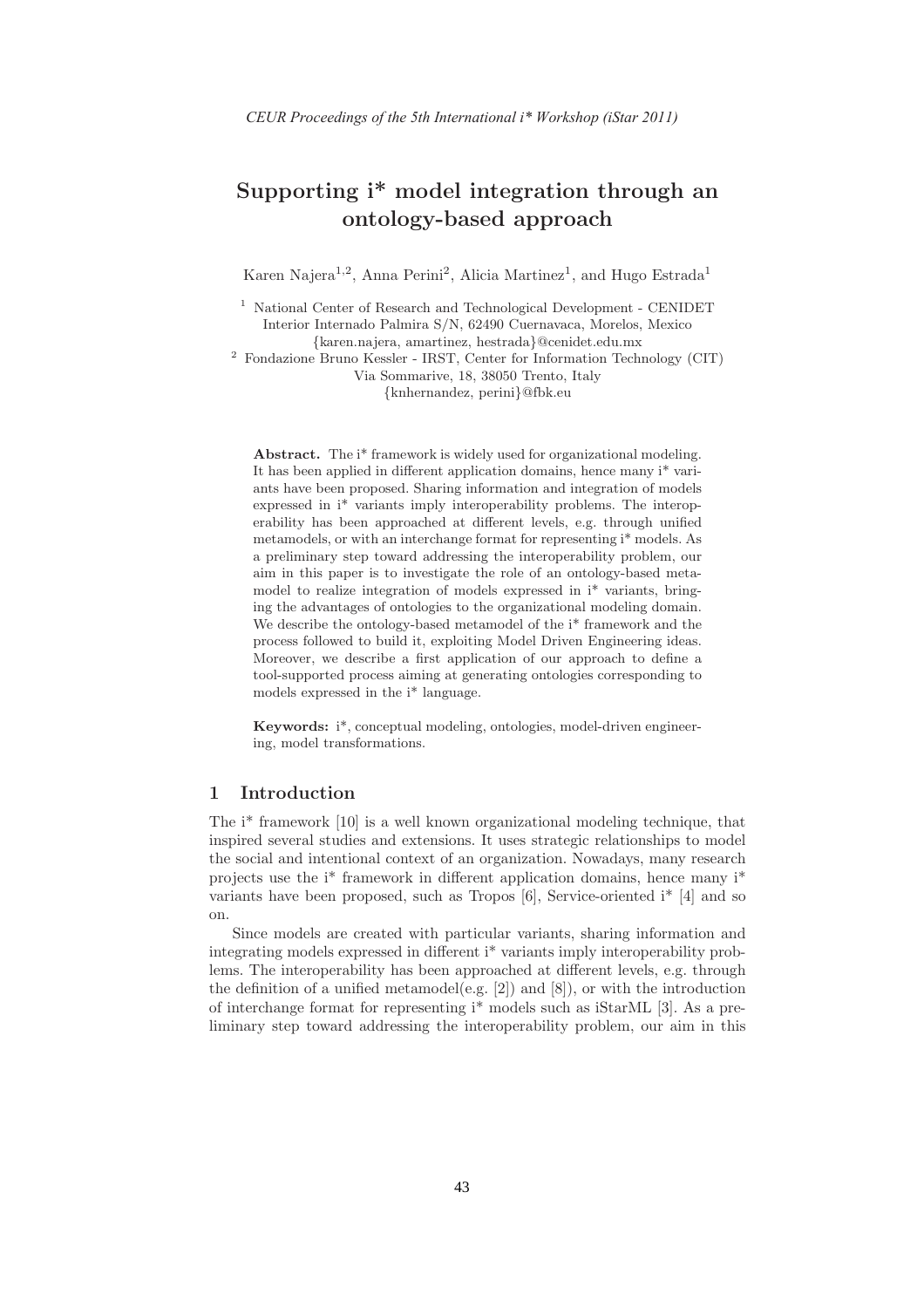# Supporting i* model integration through an ontology-based approach

Karen Najera[1,2], Anna Perini[2], Alicia Martinez[1], and Hugo Estrada[1]

[1] National Center of Research and Technological Development - CENIDET
Interior Internado Palmira S/N, 62490 Cuernavaca, Morelos, Mexico
{karen.najera, amartinez, hestrada}@cenidet.edu.mx

[2] Fondazione Bruno Kessler - IRST, Center for Information Technology (CIT)
Via Sommarive, 18, 38050 Trento, Italy
{knhernandez, perini}@fbk.eu

**Abstract.** The i* framework is widely used for organizational modeling. It has been applied in different application domains, hence many i* variants have been proposed. Sharing information and integration of models expressed in i* variants imply interoperability problems. The interoperability has been approached at different levels, e.g. through unified metamodels, or with an interchange format for representing i* models. As a preliminary step toward addressing the interoperability problem, our aim in this paper is to investigate the role of an ontology-based metamodel to realize integration of models expressed in i* variants, bringing the advantages of ontologies to the organizational modeling domain. We describe the ontology-based metamodel of the i* framework and the process followed to build it, exploiting Model Driven Engineering ideas. Moreover, we describe a first application of our approach to define a tool-supported process aiming at generating ontologies corresponding to models expressed in the i* language.

**Keywords:** i*, conceptual modeling, ontologies, model-driven engineering, model transformations.

## 1 Introduction

The i* framework [10] is a well known organizational modeling technique, that inspired several studies and extensions. It uses strategic relationships to model the social and intentional context of an organization. Nowadays, many research projects use the i* framework in different application domains, hence many i* variants have been proposed, such as Tropos [6], Service-oriented i* [4] and so on.

Since models are created with particular variants, sharing information and integrating models expressed in different i* variants imply interoperability problems. The interoperability has been approached at different levels, e.g. through the definition of a unified metamodel(e.g. [2]) and [8]), or with the introduction of interchange format for representing i* models such as iStarML [3]. As a preliminary step toward addressing the interoperability problem, our aim in this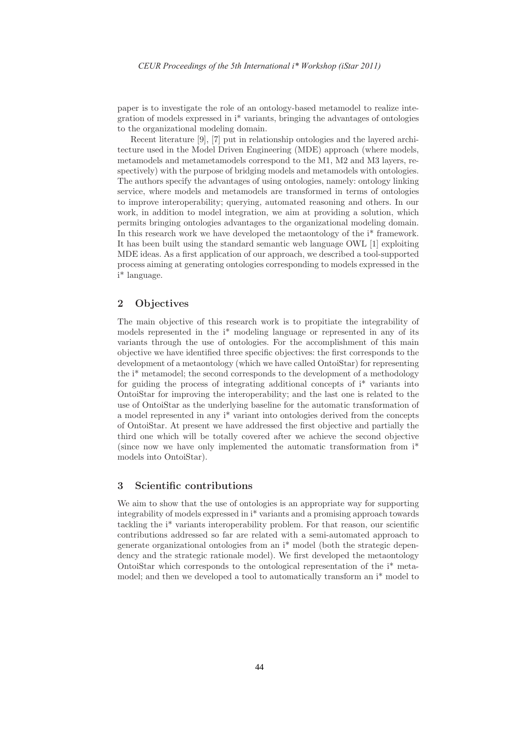paper is to investigate the role of an ontology-based metamodel to realize integration of models expressed in i* variants, bringing the advantages of ontologies to the organizational modeling domain.

Recent literature [9], [7] put in relationship ontologies and the layered architecture used in the Model Driven Engineering (MDE) approach (where models, metamodels and metametamodels correspond to the M1, M2 and M3 layers, respectively) with the purpose of bridging models and metamodels with ontologies. The authors specify the advantages of using ontologies, namely: ontology linking service, where models and metamodels are transformed in terms of ontologies to improve interoperability; querying, automated reasoning and others. In our work, in addition to model integration, we aim at providing a solution, which permits bringing ontologies advantages to the organizational modeling domain. In this research work we have developed the metaontology of the i* framework. It has been built using the standard semantic web language OWL [1] exploiting MDE ideas. As a first application of our approach, we described a tool-supported process aiming at generating ontologies corresponding to models expressed in the i* language.

## 2 Objectives

The main objective of this research work is to propitiate the integrability of models represented in the i* modeling language or represented in any of its variants through the use of ontologies. For the accomplishment of this main objective we have identified three specific objectives: the first corresponds to the development of a metaontology (which we have called OntoiStar) for representing the i* metamodel; the second corresponds to the development of a methodology for guiding the process of integrating additional concepts of i* variants into OntoiStar for improving the interoperability; and the last one is related to the use of OntoiStar as the underlying baseline for the automatic transformation of a model represented in any i* variant into ontologies derived from the concepts of OntoiStar. At present we have addressed the first objective and partially the third one which will be totally covered after we achieve the second objective (since now we have only implemented the automatic transformation from i* models into OntoiStar).

## 3 Scientific contributions

We aim to show that the use of ontologies is an appropriate way for supporting integrability of models expressed in i* variants and a promising approach towards tackling the i* variants interoperability problem. For that reason, our scientific contributions addressed so far are related with a semi-automated approach to generate organizational ontologies from an i* model (both the strategic dependency and the strategic rationale model). We first developed the metaontology OntoiStar which corresponds to the ontological representation of the i* metamodel; and then we developed a tool to automatically transform an i* model to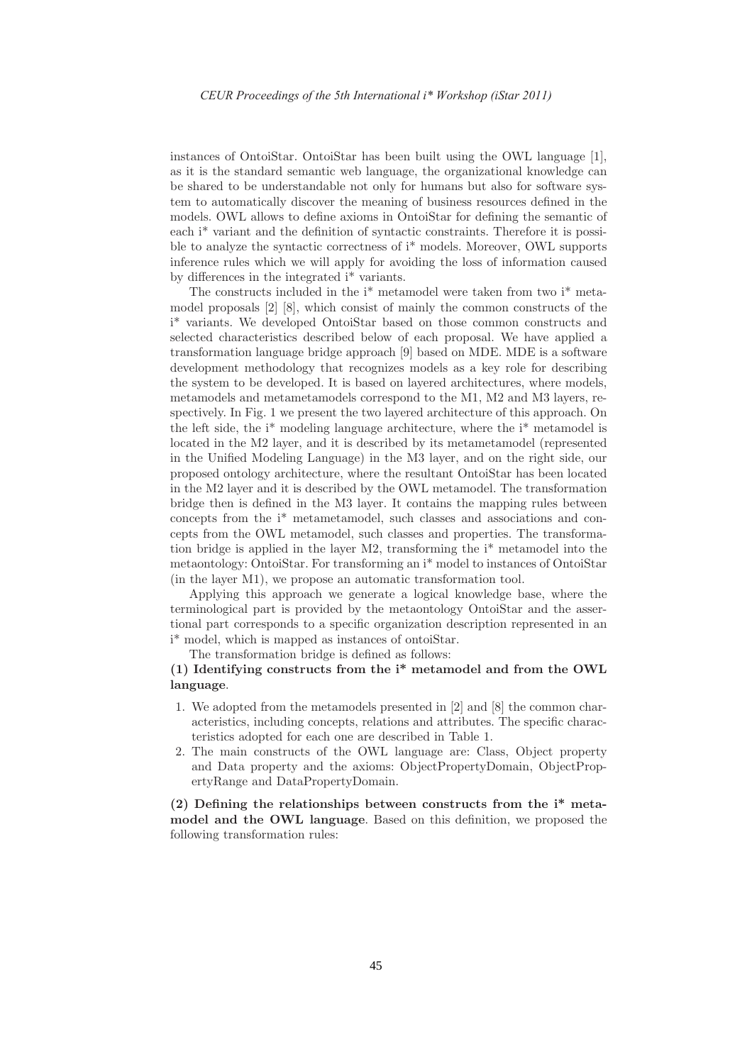instances of OntoiStar. OntoiStar has been built using the OWL language [1], as it is the standard semantic web language, the organizational knowledge can be shared to be understandable not only for humans but also for software system to automatically discover the meaning of business resources defined in the models. OWL allows to define axioms in OntoiStar for defining the semantic of each i* variant and the definition of syntactic constraints. Therefore it is possible to analyze the syntactic correctness of i* models. Moreover, OWL supports inference rules which we will apply for avoiding the loss of information caused by differences in the integrated i* variants.

The constructs included in the i* metamodel were taken from two i* metamodel proposals [2] [8], which consist of mainly the common constructs of the i* variants. We developed OntoiStar based on those common constructs and selected characteristics described below of each proposal. We have applied a transformation language bridge approach [9] based on MDE. MDE is a software development methodology that recognizes models as a key role for describing the system to be developed. It is based on layered architectures, where models, metamodels and metametamodels correspond to the M1, M2 and M3 layers, respectively. In Fig. 1 we present the two layered architecture of this approach. On the left side, the i* modeling language architecture, where the i* metamodel is located in the M2 layer, and it is described by its metametamodel (represented in the Unified Modeling Language) in the M3 layer, and on the right side, our proposed ontology architecture, where the resultant OntoiStar has been located in the M2 layer and it is described by the OWL metamodel. The transformation bridge then is defined in the M3 layer. It contains the mapping rules between concepts from the i* metametamodel, such classes and associations and concepts from the OWL metamodel, such classes and properties. The transformation bridge is applied in the layer M2, transforming the i* metamodel into the metaontology: OntoiStar. For transforming an i* model to instances of OntoiStar (in the layer M1), we propose an automatic transformation tool.

Applying this approach we generate a logical knowledge base, where the terminological part is provided by the metaontology OntoiStar and the assertional part corresponds to a specific organization description represented in an i* model, which is mapped as instances of ontoiStar.

The transformation bridge is defined as follows:

**(1) Identifying constructs from the i* metamodel and from the OWL language**.

1. We adopted from the metamodels presented in [2] and [8] the common characteristics, including concepts, relations and attributes. The specific characteristics adopted for each one are described in Table 1.
2. The main constructs of the OWL language are: Class, Object property and Data property and the axioms: ObjectPropertyDomain, ObjectPropertyRange and DataPropertyDomain.

**(2) Defining the relationships between constructs from the i* metamodel and the OWL language**. Based on this definition, we proposed the following transformation rules: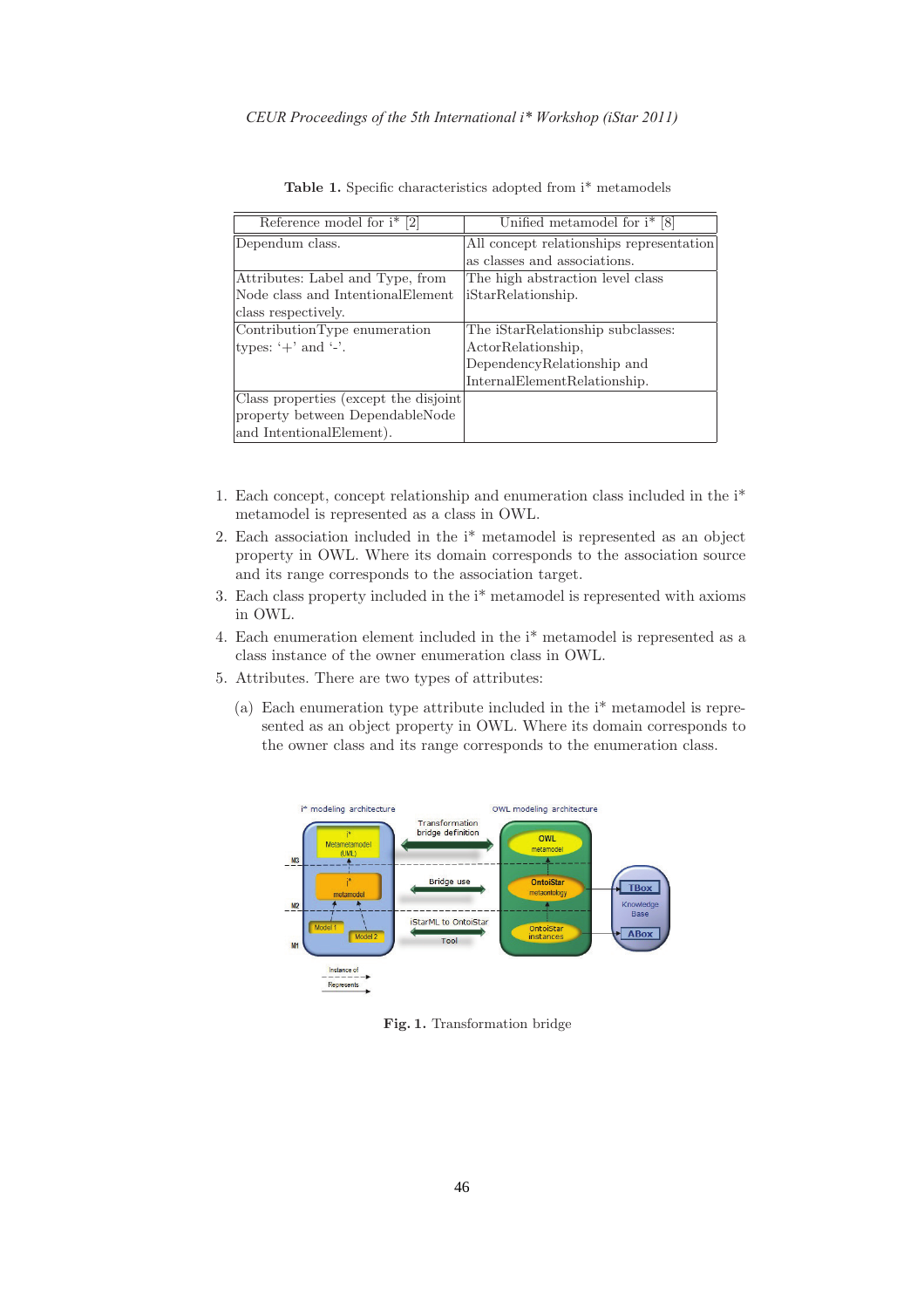**Table 1.** Specific characteristics adopted from i* metamodels

| Reference model for i* [2] | Unified metamodel for i* [8] |
|---|---|
| Dependum class. | All concept relationships representation as classes and associations. |
| Attributes: Label and Type, from Node class and IntentionalElement class respectively. | The high abstraction level class iStarRelationship. |
| ContributionType enumeration types: '+' and '-'. | The iStarRelationship subclasses: ActorRelationship, DependencyRelationship and InternalElementRelationship. |
| Class properties (except the disjoint property between DependableNode and IntentionalElement). | |

1. Each concept, concept relationship and enumeration class included in the i* metamodel is represented as a class in OWL.
2. Each association included in the i* metamodel is represented as an object property in OWL. Where its domain corresponds to the association source and its range corresponds to the association target.
3. Each class property included in the i* metamodel is represented with axioms in OWL.
4. Each enumeration element included in the i* metamodel is represented as a class instance of the owner enumeration class in OWL.
5. Attributes. There are two types of attributes:
   (a) Each enumeration type attribute included in the i* metamodel is represented as an object property in OWL. Where its domain corresponds to the owner class and its range corresponds to the enumeration class.

**Fig. 1.** Transformation bridge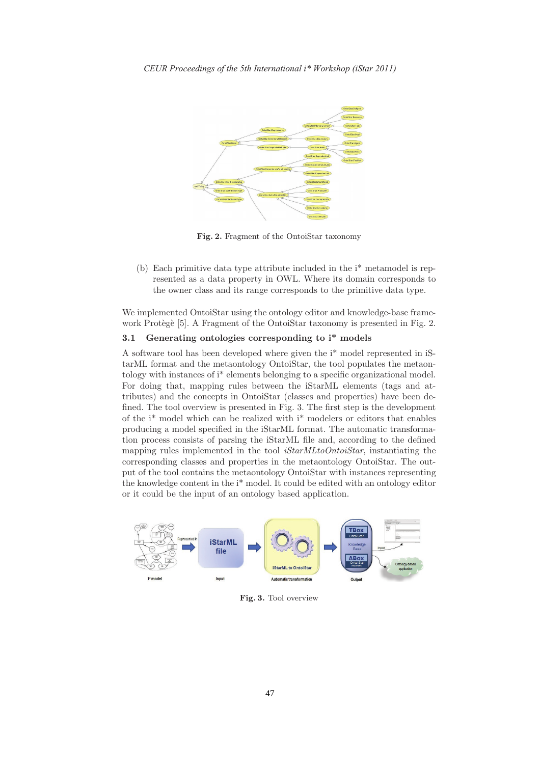Fig. 2. Fragment of the OntoiStar taxonomy

(b) Each primitive data type attribute included in the i* metamodel is represented as a data property in OWL. Where its domain corresponds to the owner class and its range corresponds to the primitive data type.

We implemented OntoiStar using the ontology editor and knowledge-base framework Protègè [5]. A Fragment of the OntoiStar taxonomy is presented in Fig. 2.

### 3.1 Generating ontologies corresponding to i* models

A software tool has been developed where given the i* model represented in iStarML format and the metaontology OntoiStar, the tool populates the metaontology with instances of i* elements belonging to a specific organizational model. For doing that, mapping rules between the iStarML elements (tags and attributes) and the concepts in OntoiStar (classes and properties) have been defined. The tool overview is presented in Fig. 3. The first step is the development of the i* model which can be realized with i* modelers or editors that enables producing a model specified in the iStarML format. The automatic transformation process consists of parsing the iStarML file and, according to the defined mapping rules implemented in the tool *iStarMLtoOntoiStar*, instantiating the corresponding classes and properties in the metaontology OntoiStar. The output of the tool contains the metaontology OntoiStar with instances representing the knowledge content in the i* model. It could be edited with an ontology editor or it could be the input of an ontology based application.

Fig. 3. Tool overview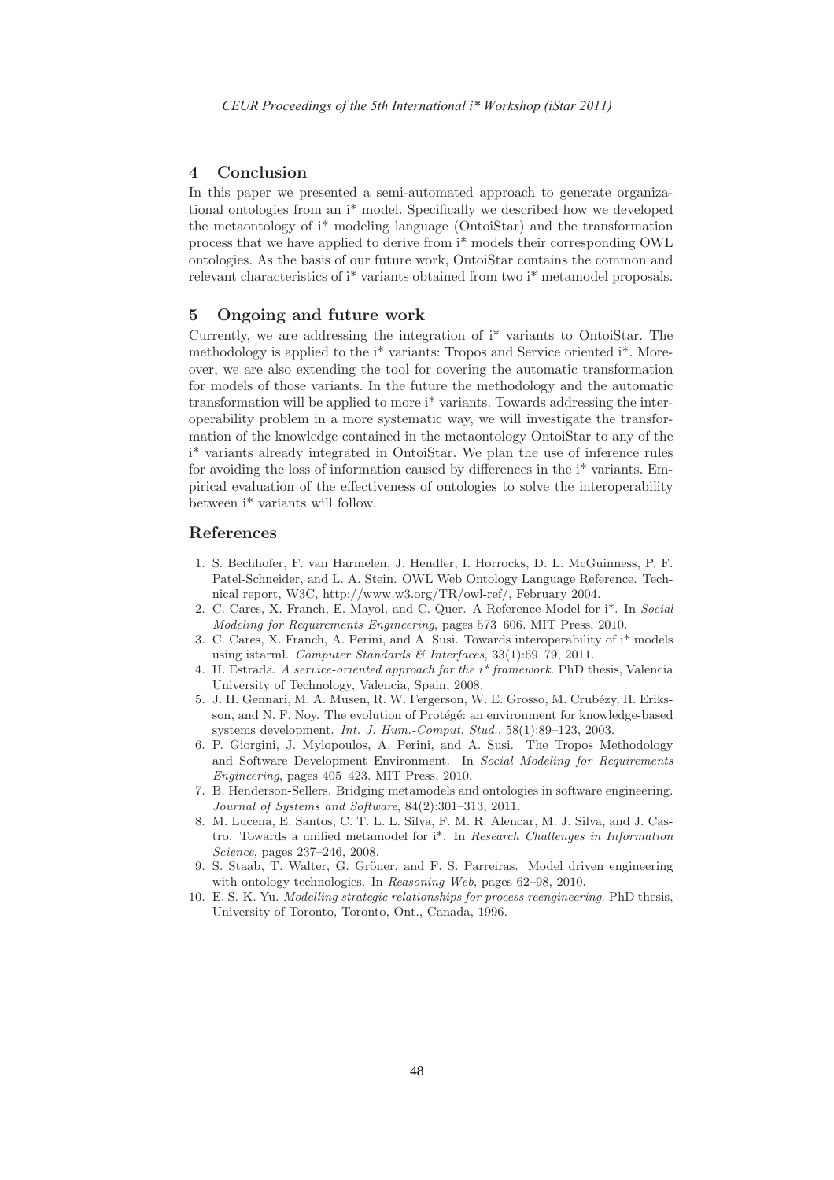## 4 Conclusion

In this paper we presented a semi-automated approach to generate organizational ontologies from an i* model. Specifically we described how we developed the metaontology of i* modeling language (OntoiStar) and the transformation process that we have applied to derive from i* models their corresponding OWL ontologies. As the basis of our future work, OntoiStar contains the common and relevant characteristics of i* variants obtained from two i* metamodel proposals.

## 5 Ongoing and future work

Currently, we are addressing the integration of i* variants to OntoiStar. The methodology is applied to the i* variants: Tropos and Service oriented i*. Moreover, we are also extending the tool for covering the automatic transformation for models of those variants. In the future the methodology and the automatic transformation will be applied to more i* variants. Towards addressing the interoperability problem in a more systematic way, we will investigate the transformation of the knowledge contained in the metaontology OntoiStar to any of the i* variants already integrated in OntoiStar. We plan the use of inference rules for avoiding the loss of information caused by differences in the i* variants. Empirical evaluation of the effectiveness of ontologies to solve the interoperability between i* variants will follow.

## References

1. S. Bechhofer, F. van Harmelen, J. Hendler, I. Horrocks, D. L. McGuinness, P. F. Patel-Schneider, and L. A. Stein. OWL Web Ontology Language Reference. Technical report, W3C, http://www.w3.org/TR/owl-ref/, February 2004.
2. C. Cares, X. Franch, E. Mayol, and C. Quer. A Reference Model for i*. In *Social Modeling for Requirements Engineering*, pages 573–606. MIT Press, 2010.
3. C. Cares, X. Franch, A. Perini, and A. Susi. Towards interoperability of i* models using istarml. *Computer Standards & Interfaces*, 33(1):69–79, 2011.
4. H. Estrada. *A service-oriented approach for the i* framework*. PhD thesis, Valencia University of Technology, Valencia, Spain, 2008.
5. J. H. Gennari, M. A. Musen, R. W. Fergerson, W. E. Grosso, M. Crubézy, H. Eriksson, and N. F. Noy. The evolution of Protégé: an environment for knowledge-based systems development. *Int. J. Hum.-Comput. Stud.*, 58(1):89–123, 2003.
6. P. Giorgini, J. Mylopoulos, A. Perini, and A. Susi. The Tropos Methodology and Software Development Environment. In *Social Modeling for Requirements Engineering*, pages 405–423. MIT Press, 2010.
7. B. Henderson-Sellers. Bridging metamodels and ontologies in software engineering. *Journal of Systems and Software*, 84(2):301–313, 2011.
8. M. Lucena, E. Santos, C. T. L. L. Silva, F. M. R. Alencar, M. J. Silva, and J. Castro. Towards a unified metamodel for i*. In *Research Challenges in Information Science*, pages 237–246, 2008.
9. S. Staab, T. Walter, G. Gröner, and F. S. Parreiras. Model driven engineering with ontology technologies. In *Reasoning Web*, pages 62–98, 2010.
10. E. S.-K. Yu. *Modelling strategic relationships for process reengineering*. PhD thesis, University of Toronto, Toronto, Ont., Canada, 1996.